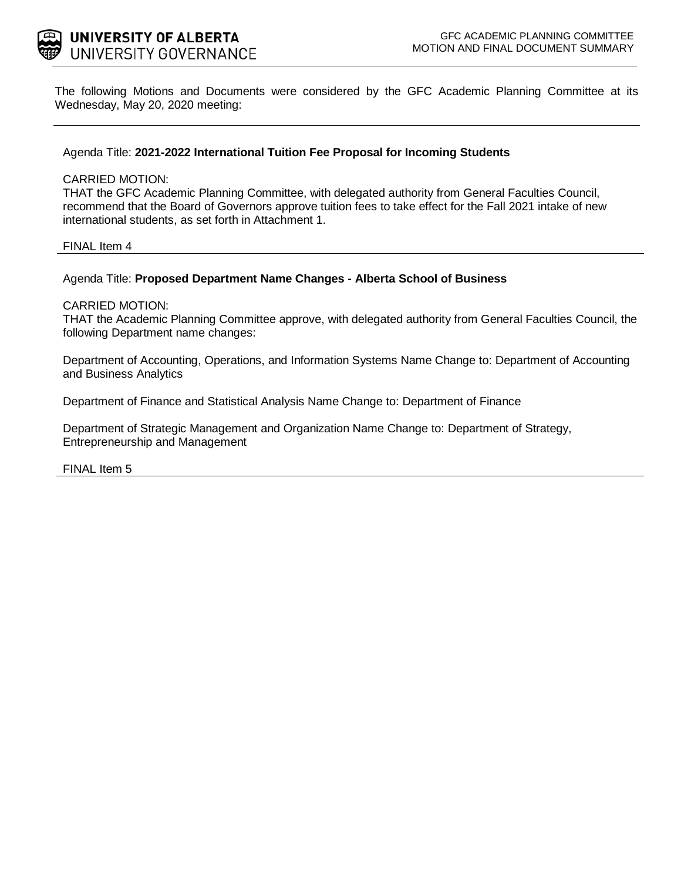UNIVERSITY OF ALBERTA
UNIVERSITY GOVERNANCE

GFC ACADEMIC PLANNING COMMITTEE
MOTION AND FINAL DOCUMENT SUMMARY

The following Motions and Documents were considered by the GFC Academic Planning Committee at its Wednesday, May 20, 2020 meeting:

---

Agenda Title: **2021-2022 International Tuition Fee Proposal for Incoming Students**

CARRIED MOTION:
THAT the GFC Academic Planning Committee, with delegated authority from General Faculties Council, recommend that the Board of Governors approve tuition fees to take effect for the Fall 2021 intake of new international students, as set forth in Attachment 1.

FINAL Item 4

---

Agenda Title: **Proposed Department Name Changes - Alberta School of Business**

CARRIED MOTION:
THAT the Academic Planning Committee approve, with delegated authority from General Faculties Council, the following Department name changes:

Department of Accounting, Operations, and Information Systems Name Change to: Department of Accounting and Business Analytics

Department of Finance and Statistical Analysis Name Change to: Department of Finance

Department of Strategic Management and Organization Name Change to: Department of Strategy, Entrepreneurship and Management

FINAL Item 5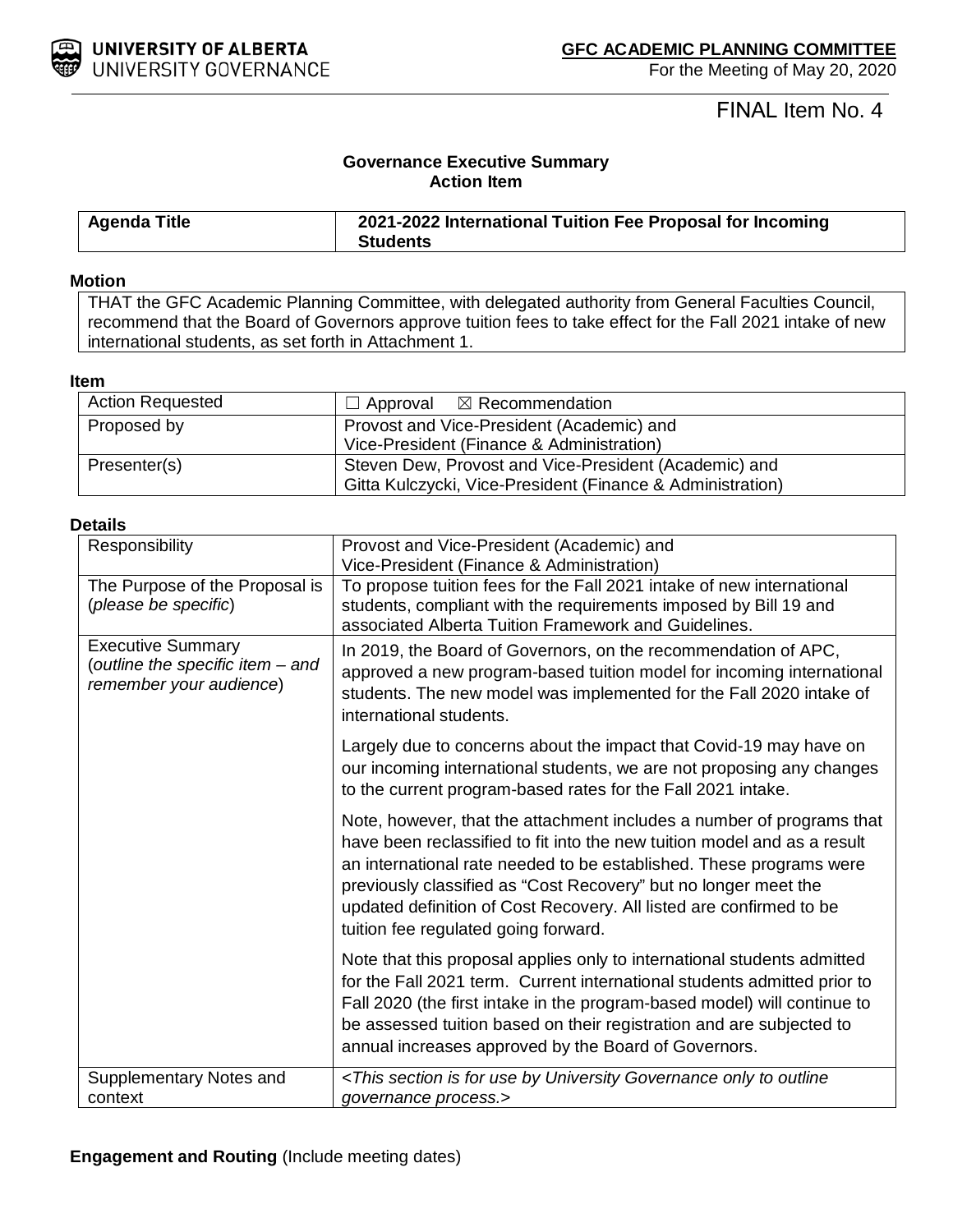**UNIVERSITY OF ALBERTA**
UNIVERSITY GOVERNANCE

**GFC ACADEMIC PLANNING COMMITTEE**
For the Meeting of May 20, 2020

FINAL Item No. 4

**Governance Executive Summary**
**Action Item**

| **Agenda Title** | **2021-2022 International Tuition Fee Proposal for Incoming Students** |
|---|---|

**Motion**

THAT the GFC Academic Planning Committee, with delegated authority from General Faculties Council, recommend that the Board of Governors approve tuition fees to take effect for the Fall 2021 intake of new international students, as set forth in Attachment 1.

**Item**

| | |
|---|---|
| Action Requested | ☐ Approval ☒ Recommendation |
| Proposed by | Provost and Vice-President (Academic) and Vice-President (Finance & Administration) |
| Presenter(s) | Steven Dew, Provost and Vice-President (Academic) and Gitta Kulczycki, Vice-President (Finance & Administration) |

**Details**

| | |
|---|---|
| Responsibility | Provost and Vice-President (Academic) and Vice-President (Finance & Administration) |
| The Purpose of the Proposal is (*please be specific*) | To propose tuition fees for the Fall 2021 intake of new international students, compliant with the requirements imposed by Bill 19 and associated Alberta Tuition Framework and Guidelines. |
| Executive Summary (*outline the specific item – and remember your audience*) | In 2019, the Board of Governors, on the recommendation of APC, approved a new program-based tuition model for incoming international students. The new model was implemented for the Fall 2020 intake of international students.<br><br>Largely due to concerns about the impact that Covid-19 may have on our incoming international students, we are not proposing any changes to the current program-based rates for the Fall 2021 intake.<br><br>Note, however, that the attachment includes a number of programs that have been reclassified to fit into the new tuition model and as a result an international rate needed to be established. These programs were previously classified as "Cost Recovery" but no longer meet the updated definition of Cost Recovery. All listed are confirmed to be tuition fee regulated going forward.<br><br>Note that this proposal applies only to international students admitted for the Fall 2021 term. Current international students admitted prior to Fall 2020 (the first intake in the program-based model) will continue to be assessed tuition based on their registration and are subjected to annual increases approved by the Board of Governors. |
| Supplementary Notes and context | <*This section is for use by University Governance only to outline governance process.*> |

**Engagement and Routing** (Include meeting dates)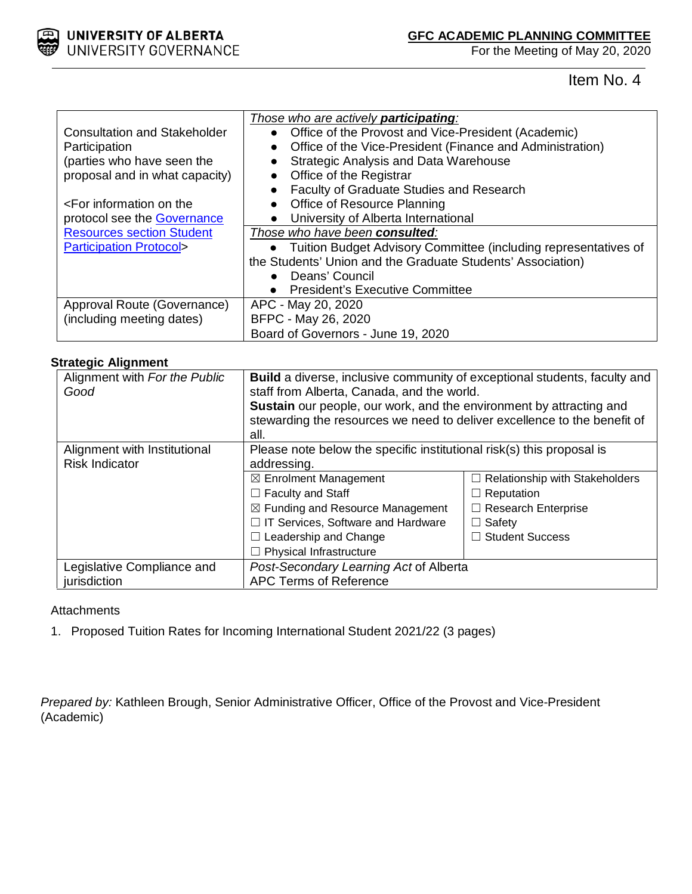Item No. 4

| Consultation and Stakeholder Participation (parties who have seen the proposal and in what capacity)<br><br><For information on the protocol see the Governance Resources section Student Participation Protocol> | *Those who are actively **participating**:*<br>• Office of the Provost and Vice-President (Academic)<br>• Office of the Vice-President (Finance and Administration)<br>• Strategic Analysis and Data Warehouse<br>• Office of the Registrar<br>• Faculty of Graduate Studies and Research<br>• Office of Resource Planning<br>• University of Alberta International<br>*Those who have been **consulted**:*<br>• Tuition Budget Advisory Committee (including representatives of the Students' Union and the Graduate Students' Association)<br>• Deans' Council<br>• President's Executive Committee |
|---|---|
| Approval Route (Governance) (including meeting dates) | APC - May 20, 2020<br>BFPC - May 26, 2020<br>Board of Governors - June 19, 2020 |

**Strategic Alignment**

| Alignment with *For the Public Good* | **Build** a diverse, inclusive community of exceptional students, faculty and staff from Alberta, Canada, and the world.<br>**Sustain** our people, our work, and the environment by attracting and stewarding the resources we need to deliver excellence to the benefit of all. | |
|---|---|---|
| Alignment with Institutional Risk Indicator | Please note below the specific institutional risk(s) this proposal is addressing. | |
| | ☒ Enrolment Management<br>☐ Faculty and Staff<br>☒ Funding and Resource Management<br>☐ IT Services, Software and Hardware<br>☐ Leadership and Change<br>☐ Physical Infrastructure | ☐ Relationship with Stakeholders<br>☐ Reputation<br>☐ Research Enterprise<br>☐ Safety<br>☐ Student Success |
| Legislative Compliance and jurisdiction | *Post-Secondary Learning Act* of Alberta<br>APC Terms of Reference | |

Attachments

1. Proposed Tuition Rates for Incoming International Student 2021/22 (3 pages)

*Prepared by:* Kathleen Brough, Senior Administrative Officer, Office of the Provost and Vice-President (Academic)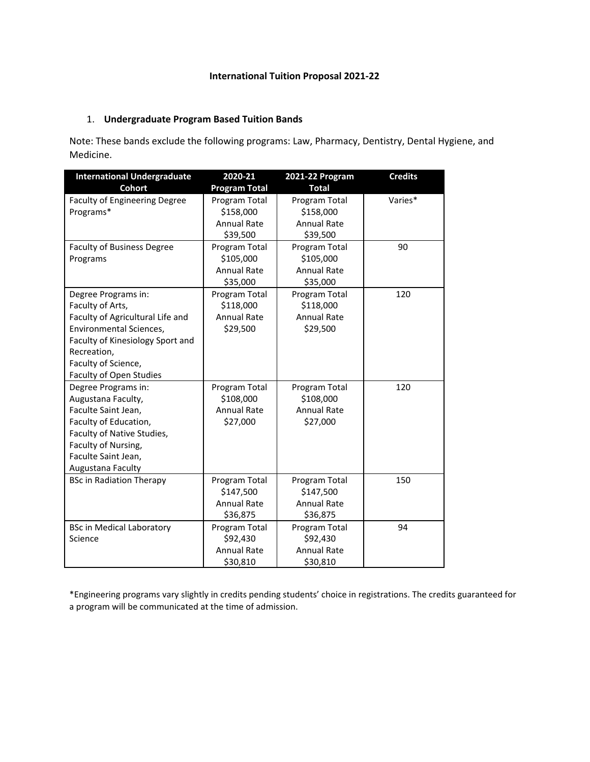**International Tuition Proposal 2021-22**

1. **Undergraduate Program Based Tuition Bands**

Note: These bands exclude the following programs: Law, Pharmacy, Dentistry, Dental Hygiene, and Medicine.

| International Undergraduate Cohort | 2020-21 Program Total | 2021-22 Program Total | Credits |
|---|---|---|---|
| Faculty of Engineering Degree Programs* | Program Total $158,000 Annual Rate $39,500 | Program Total $158,000 Annual Rate $39,500 | Varies* |
| Faculty of Business Degree Programs | Program Total $105,000 Annual Rate $35,000 | Program Total $105,000 Annual Rate $35,000 | 90 |
| Degree Programs in: Faculty of Arts, Faculty of Agricultural Life and Environmental Sciences, Faculty of Kinesiology Sport and Recreation, Faculty of Science, Faculty of Open Studies | Program Total $118,000 Annual Rate $29,500 | Program Total $118,000 Annual Rate $29,500 | 120 |
| Degree Programs in: Augustana Faculty, Faculte Saint Jean, Faculty of Education, Faculty of Native Studies, Faculty of Nursing, Faculte Saint Jean, Augustana Faculty | Program Total $108,000 Annual Rate $27,000 | Program Total $108,000 Annual Rate $27,000 | 120 |
| BSc in Radiation Therapy | Program Total $147,500 Annual Rate $36,875 | Program Total $147,500 Annual Rate $36,875 | 150 |
| BSc in Medical Laboratory Science | Program Total $92,430 Annual Rate $30,810 | Program Total $92,430 Annual Rate $30,810 | 94 |

*Engineering programs vary slightly in credits pending students' choice in registrations. The credits guaranteed for a program will be communicated at the time of admission.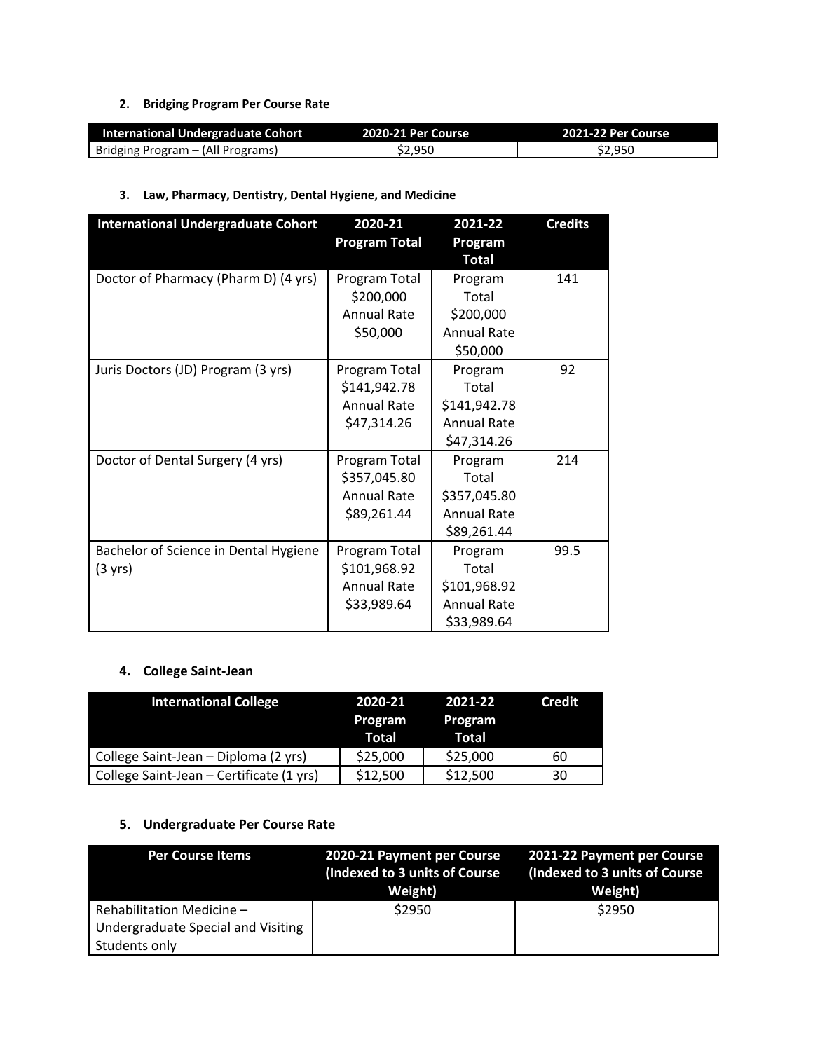**2. Bridging Program Per Course Rate**

| International Undergraduate Cohort | 2020-21 Per Course | 2021-22 Per Course |
|---|---|---|
| Bridging Program – (All Programs) | $2,950 | $2,950 |

**3. Law, Pharmacy, Dentistry, Dental Hygiene, and Medicine**

| International Undergraduate Cohort | 2020-21 Program Total | 2021-22 Program Total | Credits |
|---|---|---|---|
| Doctor of Pharmacy (Pharm D) (4 yrs) | Program Total $200,000 Annual Rate $50,000 | Program Total $200,000 Annual Rate $50,000 | 141 |
| Juris Doctors (JD) Program (3 yrs) | Program Total $141,942.78 Annual Rate $47,314.26 | Program Total $141,942.78 Annual Rate $47,314.26 | 92 |
| Doctor of Dental Surgery (4 yrs) | Program Total $357,045.80 Annual Rate $89,261.44 | Program Total $357,045.80 Annual Rate $89,261.44 | 214 |
| Bachelor of Science in Dental Hygiene (3 yrs) | Program Total $101,968.92 Annual Rate $33,989.64 | Program Total $101,968.92 Annual Rate $33,989.64 | 99.5 |

**4. College Saint-Jean**

| International College | 2020-21 Program Total | 2021-22 Program Total | Credit |
|---|---|---|---|
| College Saint-Jean – Diploma (2 yrs) | $25,000 | $25,000 | 60 |
| College Saint-Jean – Certificate (1 yrs) | $12,500 | $12,500 | 30 |

**5. Undergraduate Per Course Rate**

| Per Course Items | 2020-21 Payment per Course (Indexed to 3 units of Course Weight) | 2021-22 Payment per Course (Indexed to 3 units of Course Weight) |
|---|---|---|
| Rehabilitation Medicine – Undergraduate Special and Visiting Students only | $2950 | $2950 |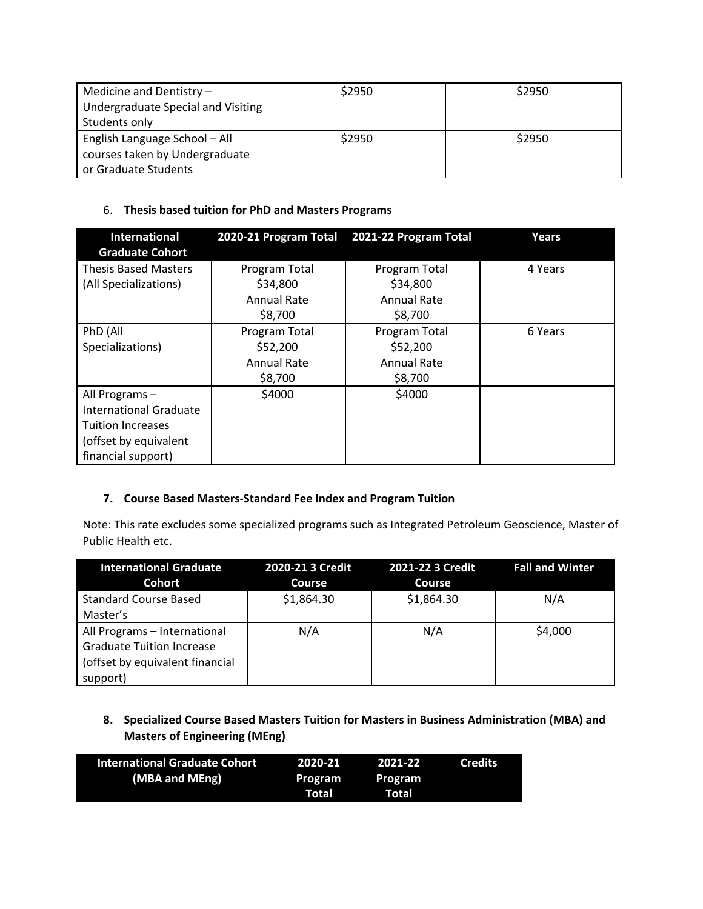| Medicine and Dentistry – Undergraduate Special and Visiting Students only | $2950 | $2950 |
|---|---|---|
| English Language School – All courses taken by Undergraduate or Graduate Students | $2950 | $2950 |

6. **Thesis based tuition for PhD and Masters Programs**

| International Graduate Cohort | 2020-21 Program Total | 2021-22 Program Total | Years |
|---|---|---|---|
| Thesis Based Masters (All Specializations) | Program Total $34,800 Annual Rate $8,700 | Program Total $34,800 Annual Rate $8,700 | 4 Years |
| PhD (All Specializations) | Program Total $52,200 Annual Rate $8,700 | Program Total $52,200 Annual Rate $8,700 | 6 Years |
| All Programs – International Graduate Tuition Increases (offset by equivalent financial support) | $4000 | $4000 | |

**7. Course Based Masters-Standard Fee Index and Program Tuition**

Note: This rate excludes some specialized programs such as Integrated Petroleum Geoscience, Master of Public Health etc.

| International Graduate Cohort | 2020-21 3 Credit Course | 2021-22 3 Credit Course | Fall and Winter |
|---|---|---|---|
| Standard Course Based Master's | $1,864.30 | $1,864.30 | N/A |
| All Programs – International Graduate Tuition Increase (offset by equivalent financial support) | N/A | N/A | $4,000 |

**8. Specialized Course Based Masters Tuition for Masters in Business Administration (MBA) and Masters of Engineering (MEng)**

| International Graduate Cohort (MBA and MEng) | 2020-21 Program Total | 2021-22 Program Total | Credits |
|---|---|---|---|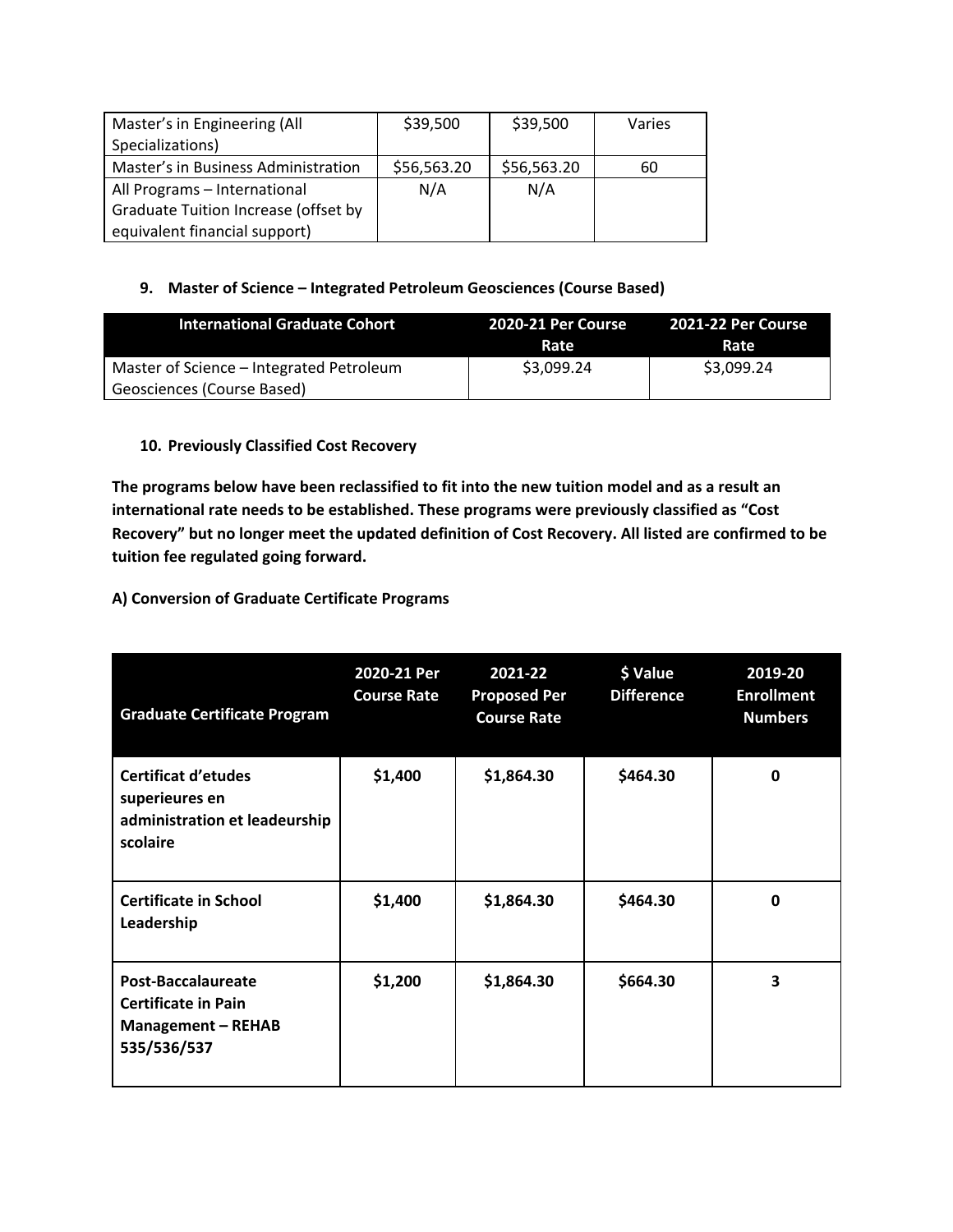| | | | |
|---|---|---|---|
| Master's in Engineering (All Specializations) | $39,500 | $39,500 | Varies |
| Master's in Business Administration | $56,563.20 | $56,563.20 | 60 |
| All Programs – International Graduate Tuition Increase (offset by equivalent financial support) | N/A | N/A | |

### 9. Master of Science – Integrated Petroleum Geosciences (Course Based)

| International Graduate Cohort | 2020-21 Per Course Rate | 2021-22 Per Course Rate |
|---|---|---|
| Master of Science – Integrated Petroleum Geosciences (Course Based) | $3,099.24 | $3,099.24 |

### 10. Previously Classified Cost Recovery

**The programs below have been reclassified to fit into the new tuition model and as a result an international rate needs to be established. These programs were previously classified as "Cost Recovery" but no longer meet the updated definition of Cost Recovery. All listed are confirmed to be tuition fee regulated going forward.**

**A) Conversion of Graduate Certificate Programs**

| Graduate Certificate Program | 2020-21 Per Course Rate | 2021-22 Proposed Per Course Rate | $ Value Difference | 2019-20 Enrollment Numbers |
|---|---|---|---|---|
| **Certificat d'etudes superieures en administration et leadeurship scolaire** | **$1,400** | **$1,864.30** | **$464.30** | **0** |
| **Certificate in School Leadership** | **$1,400** | **$1,864.30** | **$464.30** | **0** |
| **Post-Baccalaureate Certificate in Pain Management – REHAB 535/536/537** | **$1,200** | **$1,864.30** | **$664.30** | **3** |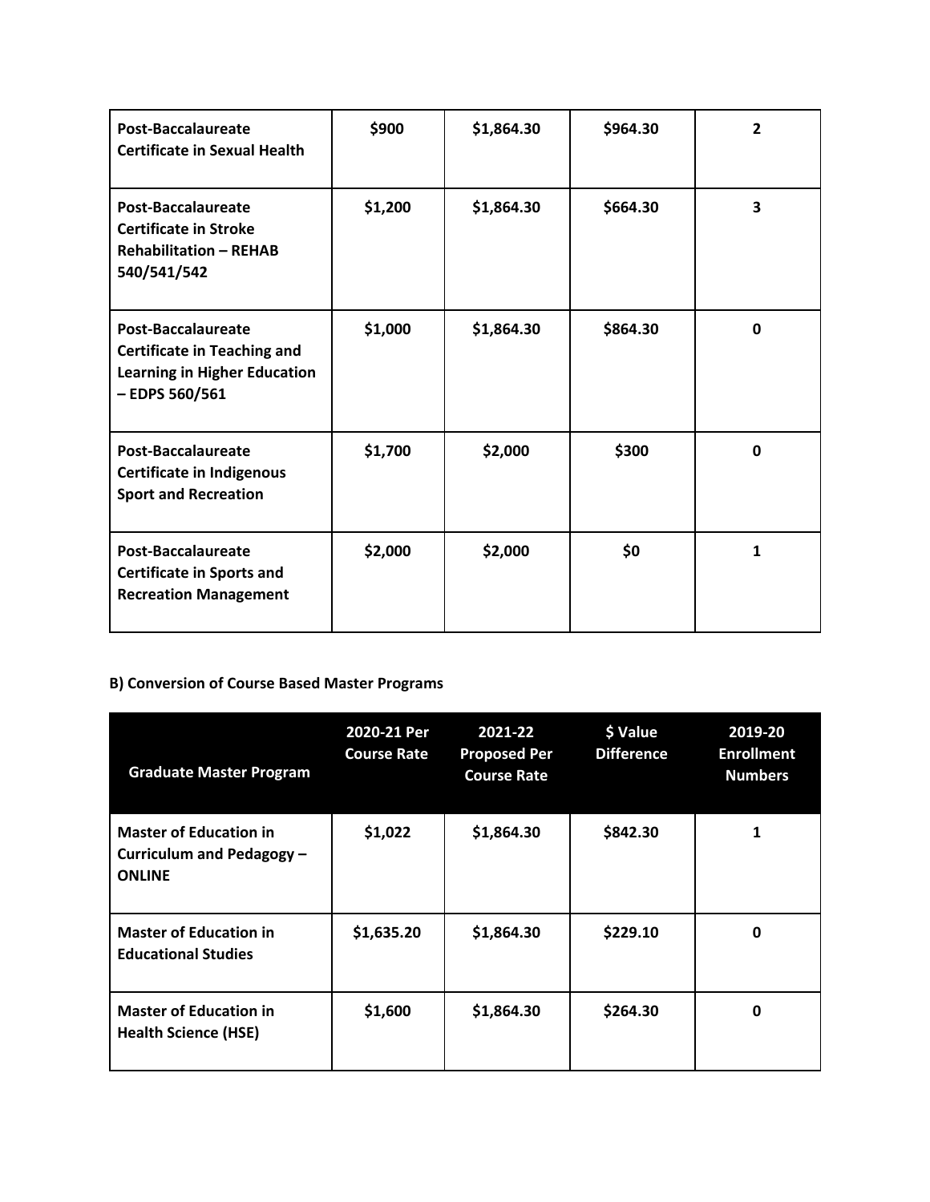| | | | | |
|---|---|---|---|---|
| **Post-Baccalaureate Certificate in Sexual Health** | **$900** | **$1,864.30** | **$964.30** | **2** |
| **Post-Baccalaureate Certificate in Stroke Rehabilitation – REHAB 540/541/542** | **$1,200** | **$1,864.30** | **$664.30** | **3** |
| **Post-Baccalaureate Certificate in Teaching and Learning in Higher Education – EDPS 560/561** | **$1,000** | **$1,864.30** | **$864.30** | **0** |
| **Post-Baccalaureate Certificate in Indigenous Sport and Recreation** | **$1,700** | **$2,000** | **$300** | **0** |
| **Post-Baccalaureate Certificate in Sports and Recreation Management** | **$2,000** | **$2,000** | **$0** | **1** |

**B) Conversion of Course Based Master Programs**

| Graduate Master Program | 2020-21 Per Course Rate | 2021-22 Proposed Per Course Rate | $ Value Difference | 2019-20 Enrollment Numbers |
|---|---|---|---|---|
| **Master of Education in Curriculum and Pedagogy – ONLINE** | **$1,022** | **$1,864.30** | **$842.30** | **1** |
| **Master of Education in Educational Studies** | **$1,635.20** | **$1,864.30** | **$229.10** | **0** |
| **Master of Education in Health Science (HSE)** | **$1,600** | **$1,864.30** | **$264.30** | **0** |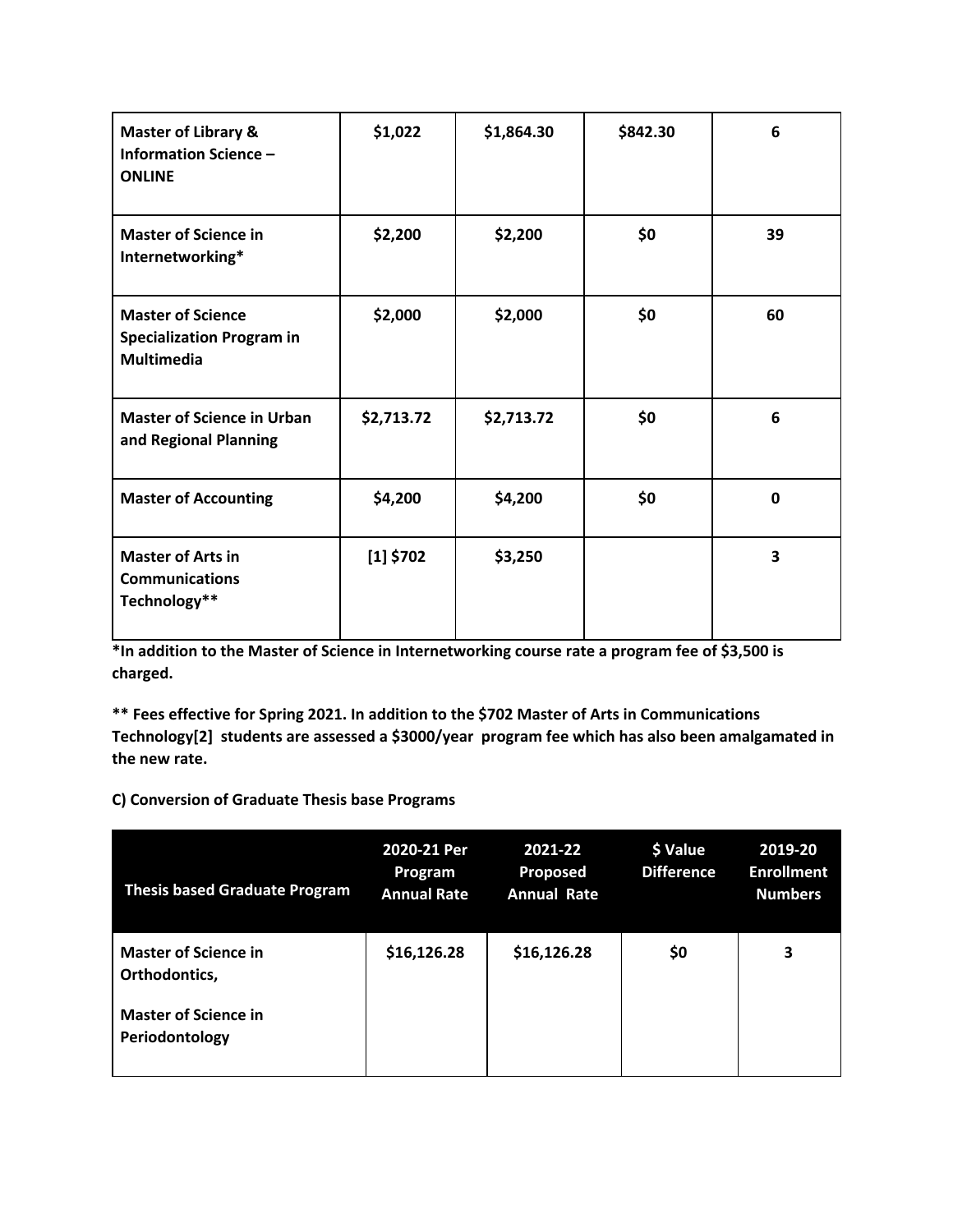| | | | | |
|---|---|---|---|---|
| **Master of Library & Information Science – ONLINE** | **$1,022** | **$1,864.30** | **$842.30** | **6** |
| **Master of Science in Internetworking*** | **$2,200** | **$2,200** | **$0** | **39** |
| **Master of Science Specialization Program in Multimedia** | **$2,000** | **$2,000** | **$0** | **60** |
| **Master of Science in Urban and Regional Planning** | **$2,713.72** | **$2,713.72** | **$0** | **6** |
| **Master of Accounting** | **$4,200** | **$4,200** | **$0** | **0** |
| **Master of Arts in Communications Technology**** | **[1] $702** | **$3,250** | | **3** |

***In addition to the Master of Science in Internetworking course rate a program fee of $3,500 is charged.**

**** Fees effective for Spring 2021. In addition to the $702 Master of Arts in Communications Technology[2] students are assessed a $3000/year program fee which has also been amalgamated in the new rate.**

**C) Conversion of Graduate Thesis base Programs**

| Thesis based Graduate Program | 2020-21 Per Program Annual Rate | 2021-22 Proposed Annual Rate | $ Value Difference | 2019-20 Enrollment Numbers |
|---|---|---|---|---|
| **Master of Science in Orthodontics,**<br>**Master of Science in Periodontology** | **$16,126.28** | **$16,126.28** | **$0** | **3** |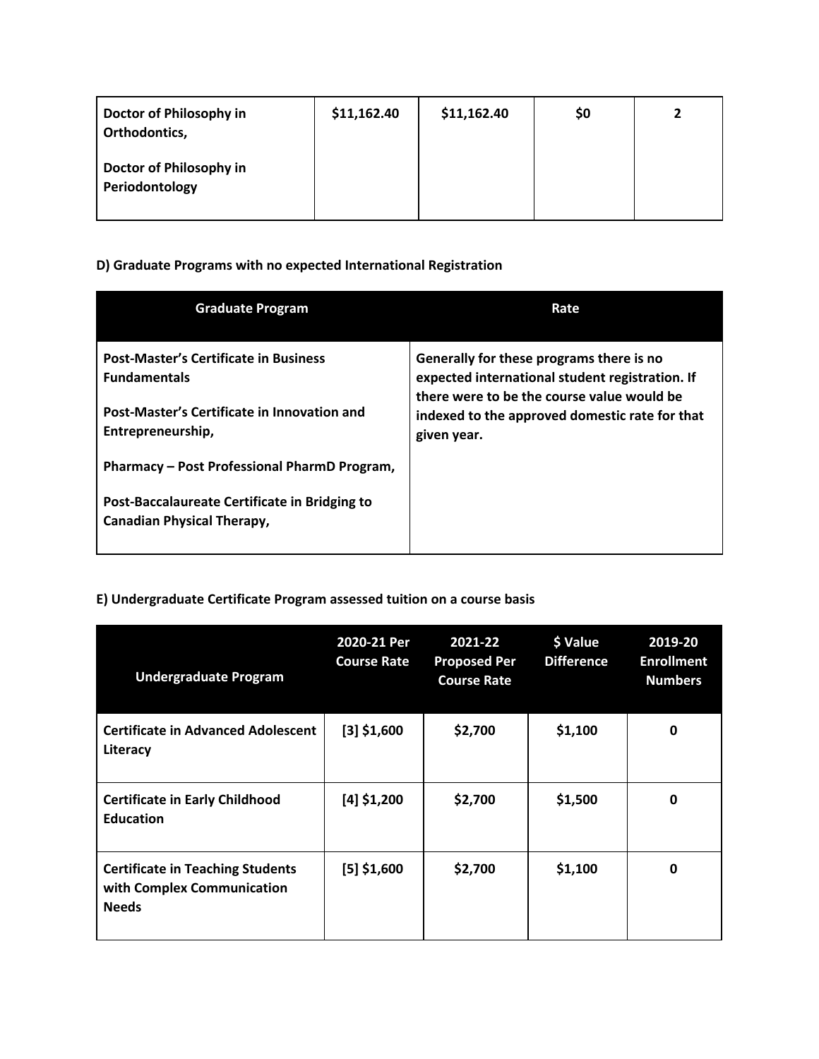| | | | | |
|---|---|---|---|---|
| **Doctor of Philosophy in Orthodontics,**<br><br>**Doctor of Philosophy in Periodontology** | **$11,162.40** | **$11,162.40** | **$0** | **2** |

**D) Graduate Programs with no expected International Registration**

| Graduate Program | Rate |
|---|---|
| **Post-Master's Certificate in Business Fundamentals**<br><br>**Post-Master's Certificate in Innovation and Entrepreneurship,**<br><br>**Pharmacy – Post Professional PharmD Program,**<br><br>**Post-Baccalaureate Certificate in Bridging to Canadian Physical Therapy,** | **Generally for these programs there is no expected international student registration. If there were to be the course value would be indexed to the approved domestic rate for that given year.** |

**E) Undergraduate Certificate Program assessed tuition on a course basis**

| Undergraduate Program | 2020-21 Per Course Rate | 2021-22 Proposed Per Course Rate | $ Value Difference | 2019-20 Enrollment Numbers |
|---|---|---|---|---|
| **Certificate in Advanced Adolescent Literacy** | **[3] $1,600** | **$2,700** | **$1,100** | **0** |
| **Certificate in Early Childhood Education** | **[4] $1,200** | **$2,700** | **$1,500** | **0** |
| **Certificate in Teaching Students with Complex Communication Needs** | **[5] $1,600** | **$2,700** | **$1,100** | **0** |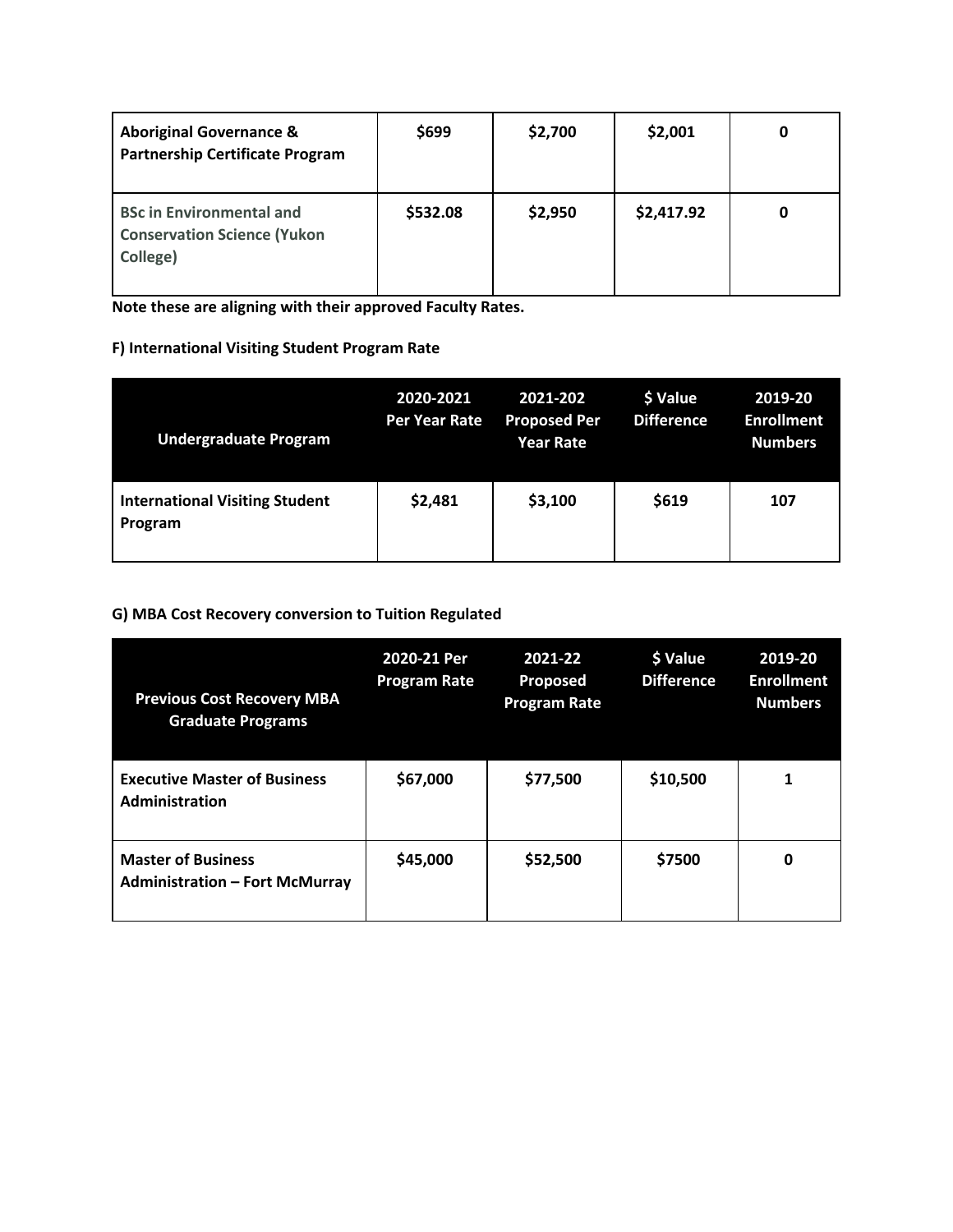| | | | | |
|---|---|---|---|---|
| **Aboriginal Governance & Partnership Certificate Program** | **$699** | **$2,700** | **$2,001** | **0** |
| **BSc in Environmental and Conservation Science (Yukon College)** | **$532.08** | **$2,950** | **$2,417.92** | **0** |

**Note these are aligning with their approved Faculty Rates.**

**F) International Visiting Student Program Rate**

| Undergraduate Program | 2020-2021 Per Year Rate | 2021-202 Proposed Per Year Rate | $ Value Difference | 2019-20 Enrollment Numbers |
|---|---|---|---|---|
| **International Visiting Student Program** | **$2,481** | **$3,100** | **$619** | **107** |

**G) MBA Cost Recovery conversion to Tuition Regulated**

| Previous Cost Recovery MBA Graduate Programs | 2020-21 Per Program Rate | 2021-22 Proposed Program Rate | $ Value Difference | 2019-20 Enrollment Numbers |
|---|---|---|---|---|
| **Executive Master of Business Administration** | **$67,000** | **$77,500** | **$10,500** | **1** |
| **Master of Business Administration – Fort McMurray** | **$45,000** | **$52,500** | **$7500** | **0** |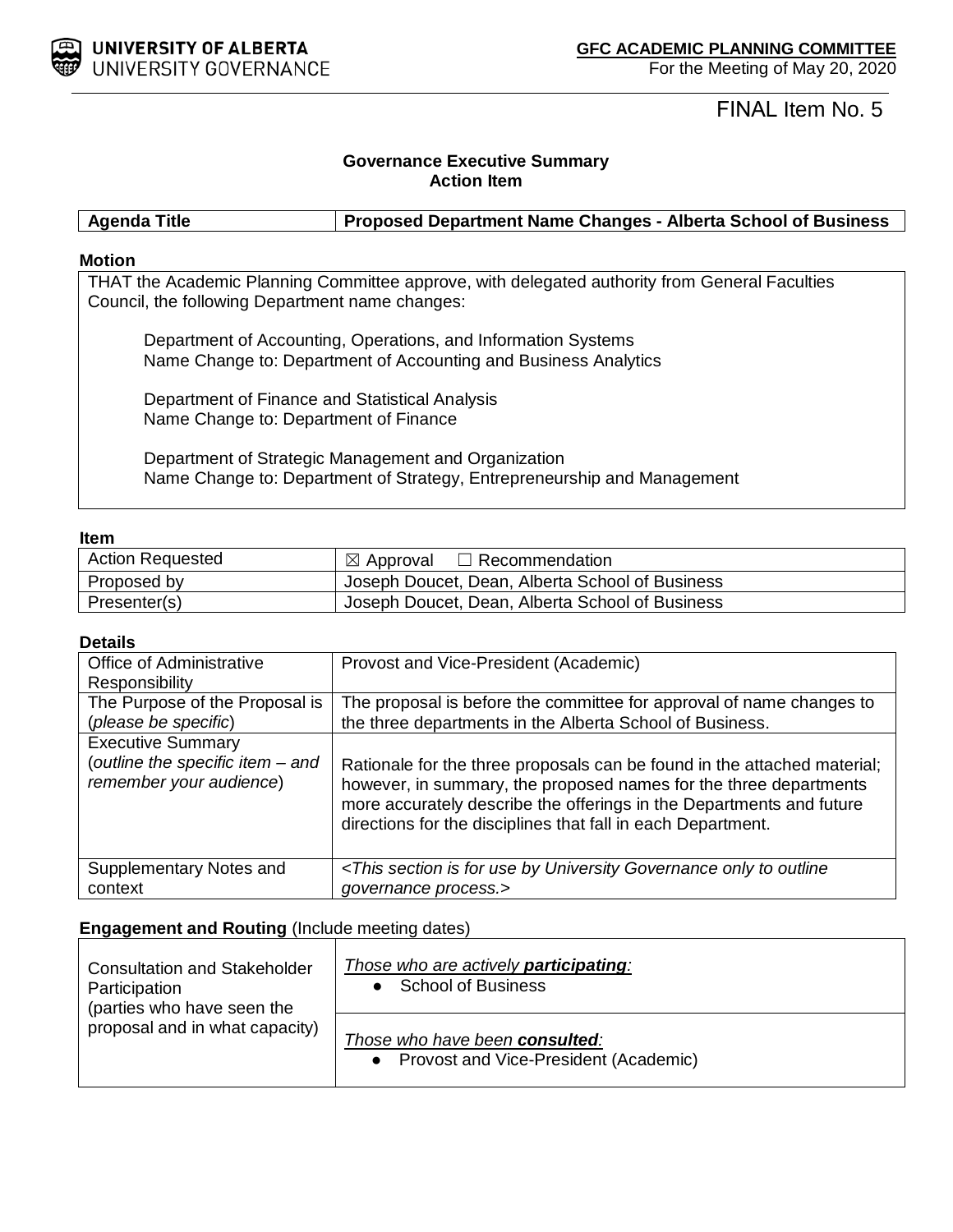**UNIVERSITY OF ALBERTA**
UNIVERSITY GOVERNANCE

**GFC ACADEMIC PLANNING COMMITTEE**
For the Meeting of May 20, 2020

FINAL Item No. 5

**Governance Executive Summary**
**Action Item**

| **Agenda Title** | **Proposed Department Name Changes - Alberta School of Business** |
|---|---|

**Motion**

THAT the Academic Planning Committee approve, with delegated authority from General Faculties Council, the following Department name changes:

> Department of Accounting, Operations, and Information Systems
> Name Change to: Department of Accounting and Business Analytics
>
> Department of Finance and Statistical Analysis
> Name Change to: Department of Finance
>
> Department of Strategic Management and Organization
> Name Change to: Department of Strategy, Entrepreneurship and Management

**Item**

| Action Requested | ☒ Approval ☐ Recommendation |
|---|---|
| Proposed by | Joseph Doucet, Dean, Alberta School of Business |
| Presenter(s) | Joseph Doucet, Dean, Alberta School of Business |

**Details**

| Office of Administrative Responsibility | Provost and Vice-President (Academic) |
|---|---|
| The Purpose of the Proposal is (*please be specific*) | The proposal is before the committee for approval of name changes to the three departments in the Alberta School of Business. |
| Executive Summary (*outline the specific item – and remember your audience*) | Rationale for the three proposals can be found in the attached material; however, in summary, the proposed names for the three departments more accurately describe the offerings in the Departments and future directions for the disciplines that fall in each Department. |
| Supplementary Notes and context | *<This section is for use by University Governance only to outline governance process.>* |

**Engagement and Routing** (Include meeting dates)

| Consultation and Stakeholder Participation (parties who have seen the proposal and in what capacity) | *Those who are actively **participating**:* <br> • School of Business <br><br> *Those who have been **consulted**:* <br> • Provost and Vice-President (Academic) |
|---|---|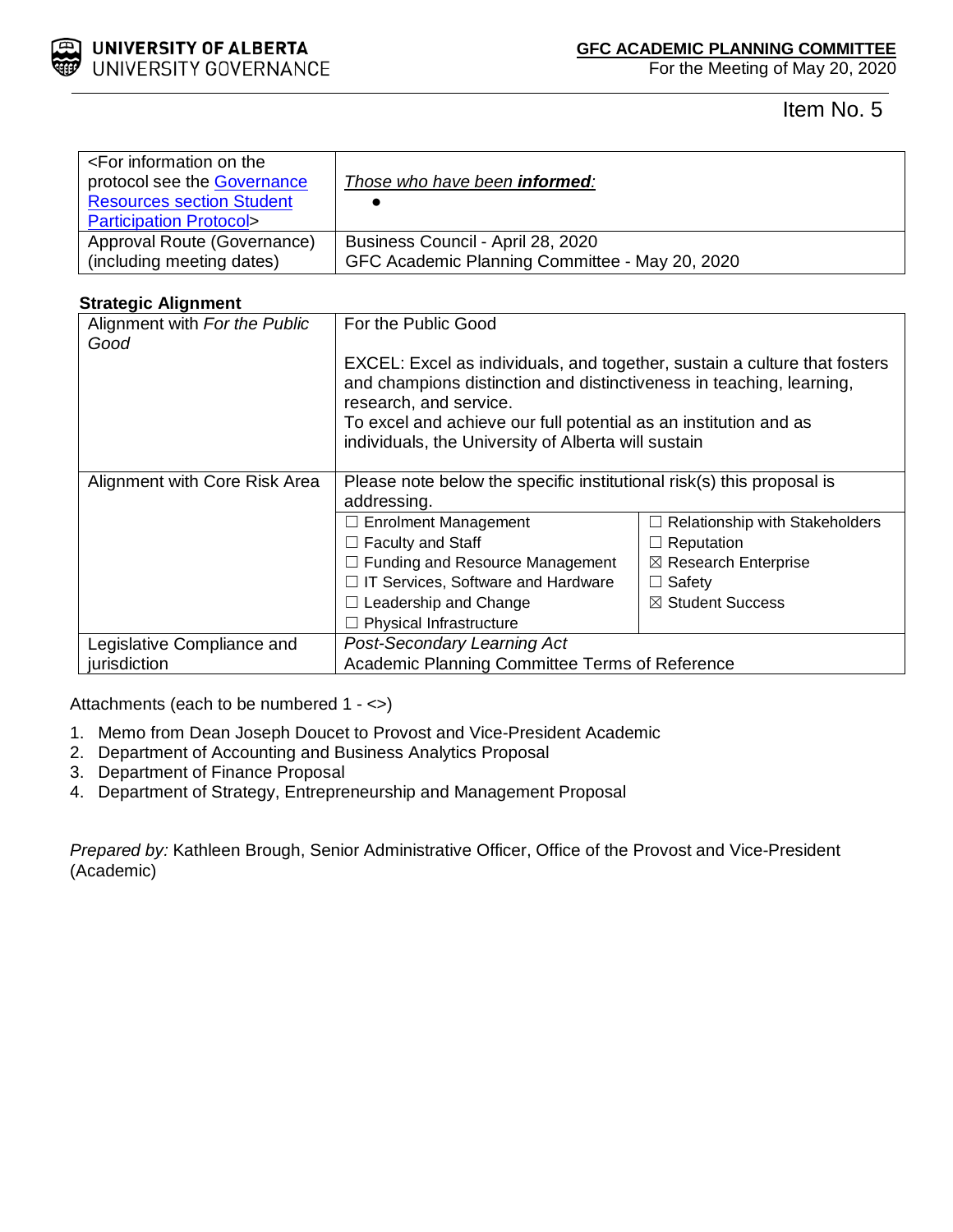Item No. 5

| <For information on the protocol see the [Governance Resources section Student Participation Protocol](#)> | *Those who have been **informed**:* <br> • |
| --- | --- |
| Approval Route (Governance) (including meeting dates) | Business Council - April 28, 2020 <br> GFC Academic Planning Committee - May 20, 2020 |

**Strategic Alignment**

| Alignment with *For the Public Good* | For the Public Good <br><br> EXCEL: Excel as individuals, and together, sustain a culture that fosters and champions distinction and distinctiveness in teaching, learning, research, and service. <br> To excel and achieve our full potential as an institution and as individuals, the University of Alberta will sustain | |
| --- | --- | --- |
| Alignment with Core Risk Area | Please note below the specific institutional risk(s) this proposal is addressing. | |
| | ☐ Enrolment Management <br> ☐ Faculty and Staff <br> ☐ Funding and Resource Management <br> ☐ IT Services, Software and Hardware <br> ☐ Leadership and Change <br> ☐ Physical Infrastructure | ☐ Relationship with Stakeholders <br> ☐ Reputation <br> ☒ Research Enterprise <br> ☐ Safety <br> ☒ Student Success |
| Legislative Compliance and jurisdiction | *Post-Secondary Learning Act* <br> Academic Planning Committee Terms of Reference | |

Attachments (each to be numbered 1 - <>)

1. Memo from Dean Joseph Doucet to Provost and Vice-President Academic
2. Department of Accounting and Business Analytics Proposal
3. Department of Finance Proposal
4. Department of Strategy, Entrepreneurship and Management Proposal

*Prepared by:* Kathleen Brough, Senior Administrative Officer, Office of the Provost and Vice-President (Academic)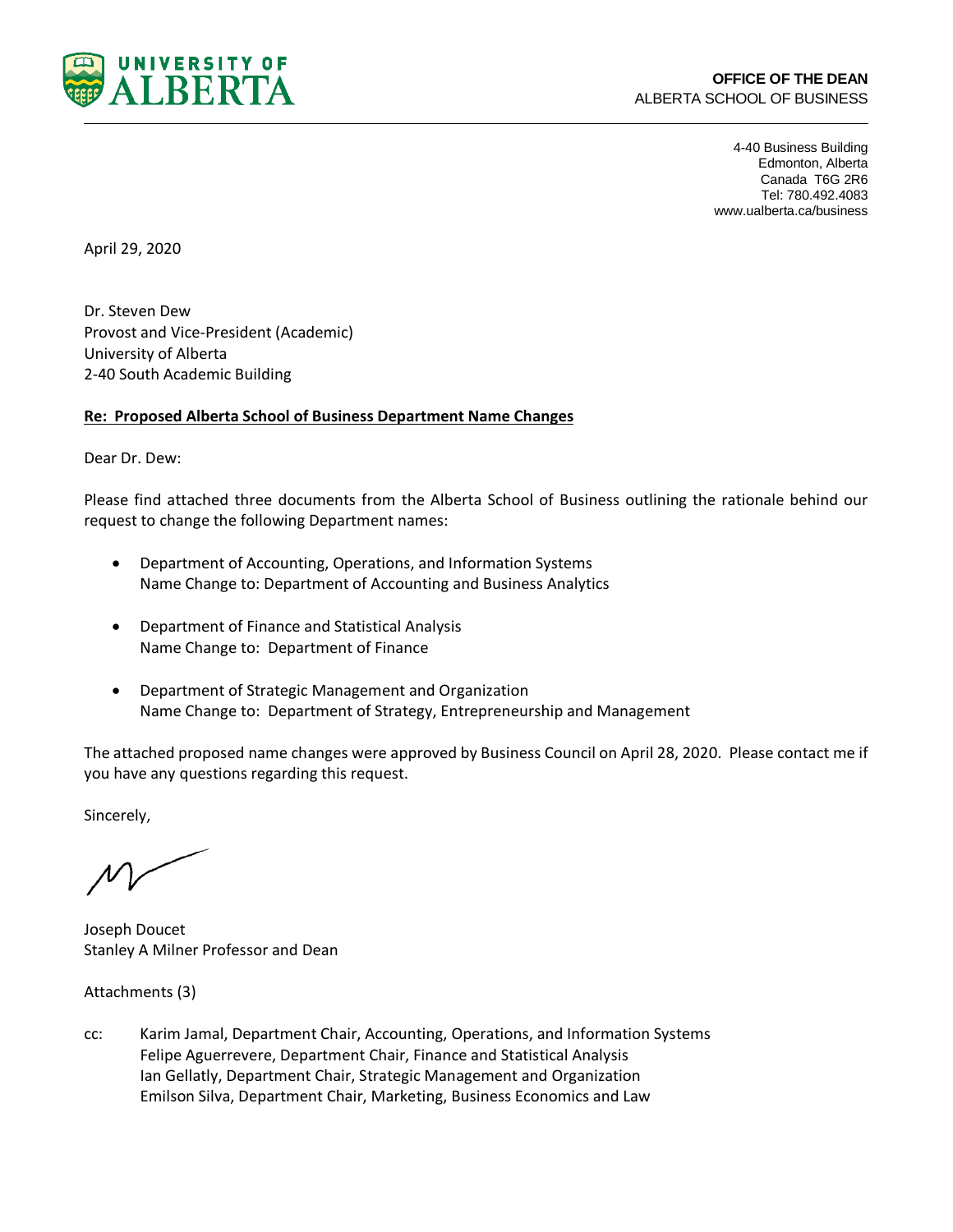**UNIVERSITY OF ALBERTA**

**OFFICE OF THE DEAN**
ALBERTA SCHOOL OF BUSINESS

4-40 Business Building
Edmonton, Alberta
Canada T6G 2R6
Tel: 780.492.4083
www.ualberta.ca/business

April 29, 2020

Dr. Steven Dew
Provost and Vice-President (Academic)
University of Alberta
2-40 South Academic Building

**Re: Proposed Alberta School of Business Department Name Changes**

Dear Dr. Dew:

Please find attached three documents from the Alberta School of Business outlining the rationale behind our request to change the following Department names:

- Department of Accounting, Operations, and Information Systems
  Name Change to: Department of Accounting and Business Analytics

- Department of Finance and Statistical Analysis
  Name Change to: Department of Finance

- Department of Strategic Management and Organization
  Name Change to: Department of Strategy, Entrepreneurship and Management

The attached proposed name changes were approved by Business Council on April 28, 2020. Please contact me if you have any questions regarding this request.

Sincerely,

Joseph Doucet
Stanley A Milner Professor and Dean

Attachments (3)

cc: Karim Jamal, Department Chair, Accounting, Operations, and Information Systems
Felipe Aguerrevere, Department Chair, Finance and Statistical Analysis
Ian Gellatly, Department Chair, Strategic Management and Organization
Emilson Silva, Department Chair, Marketing, Business Economics and Law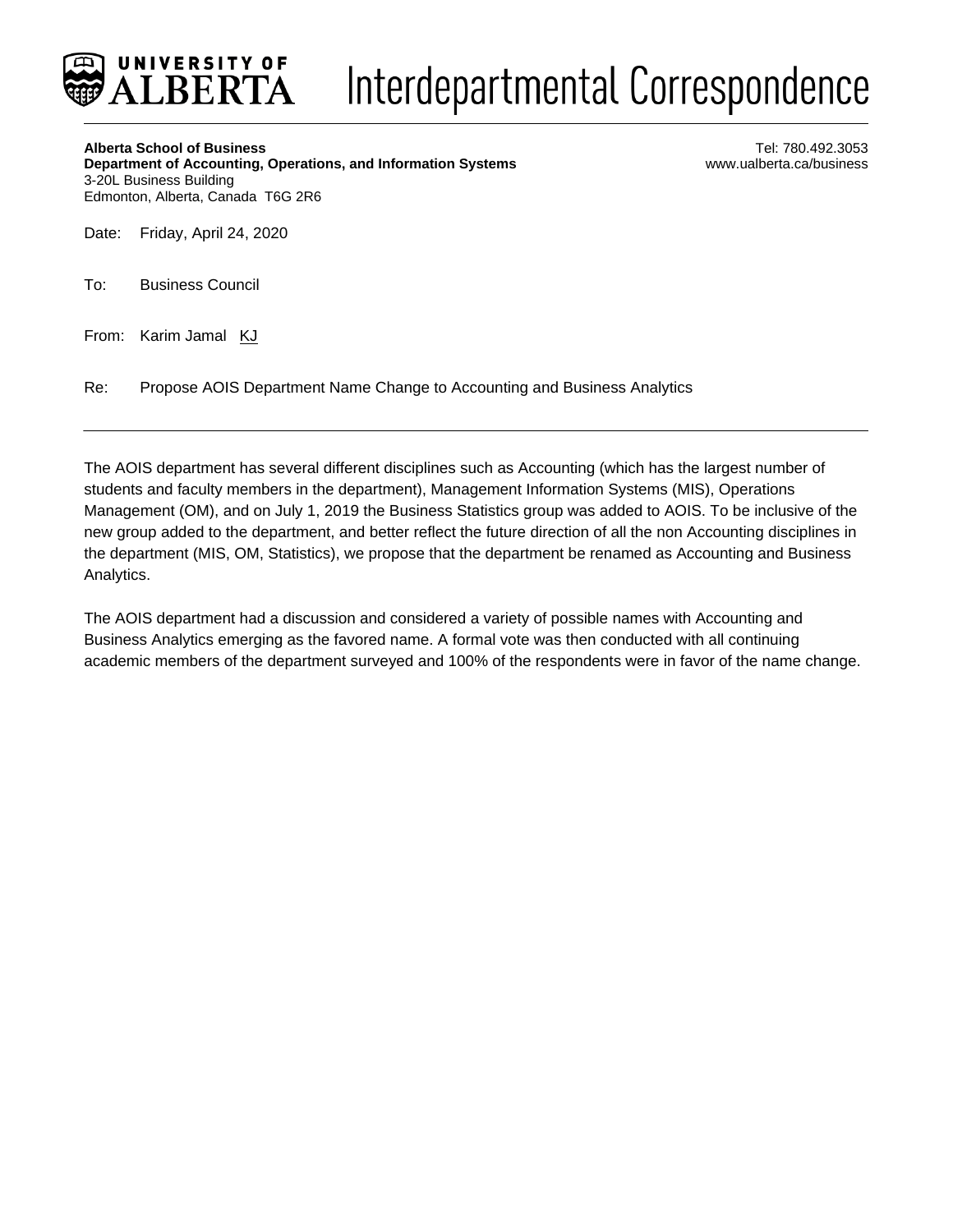**UNIVERSITY OF ALBERTA** Interdepartmental Correspondence

**Alberta School of Business**
**Department of Accounting, Operations, and Information Systems**
3-20L Business Building
Edmonton, Alberta, Canada T6G 2R6

Tel: 780.492.3053
www.ualberta.ca/business

Date: Friday, April 24, 2020

To: Business Council

From: Karim Jamal KJ

Re: Propose AOIS Department Name Change to Accounting and Business Analytics

---

The AOIS department has several different disciplines such as Accounting (which has the largest number of students and faculty members in the department), Management Information Systems (MIS), Operations Management (OM), and on July 1, 2019 the Business Statistics group was added to AOIS. To be inclusive of the new group added to the department, and better reflect the future direction of all the non Accounting disciplines in the department (MIS, OM, Statistics), we propose that the department be renamed as Accounting and Business Analytics.

The AOIS department had a discussion and considered a variety of possible names with Accounting and Business Analytics emerging as the favored name. A formal vote was then conducted with all continuing academic members of the department surveyed and 100% of the respondents were in favor of the name change.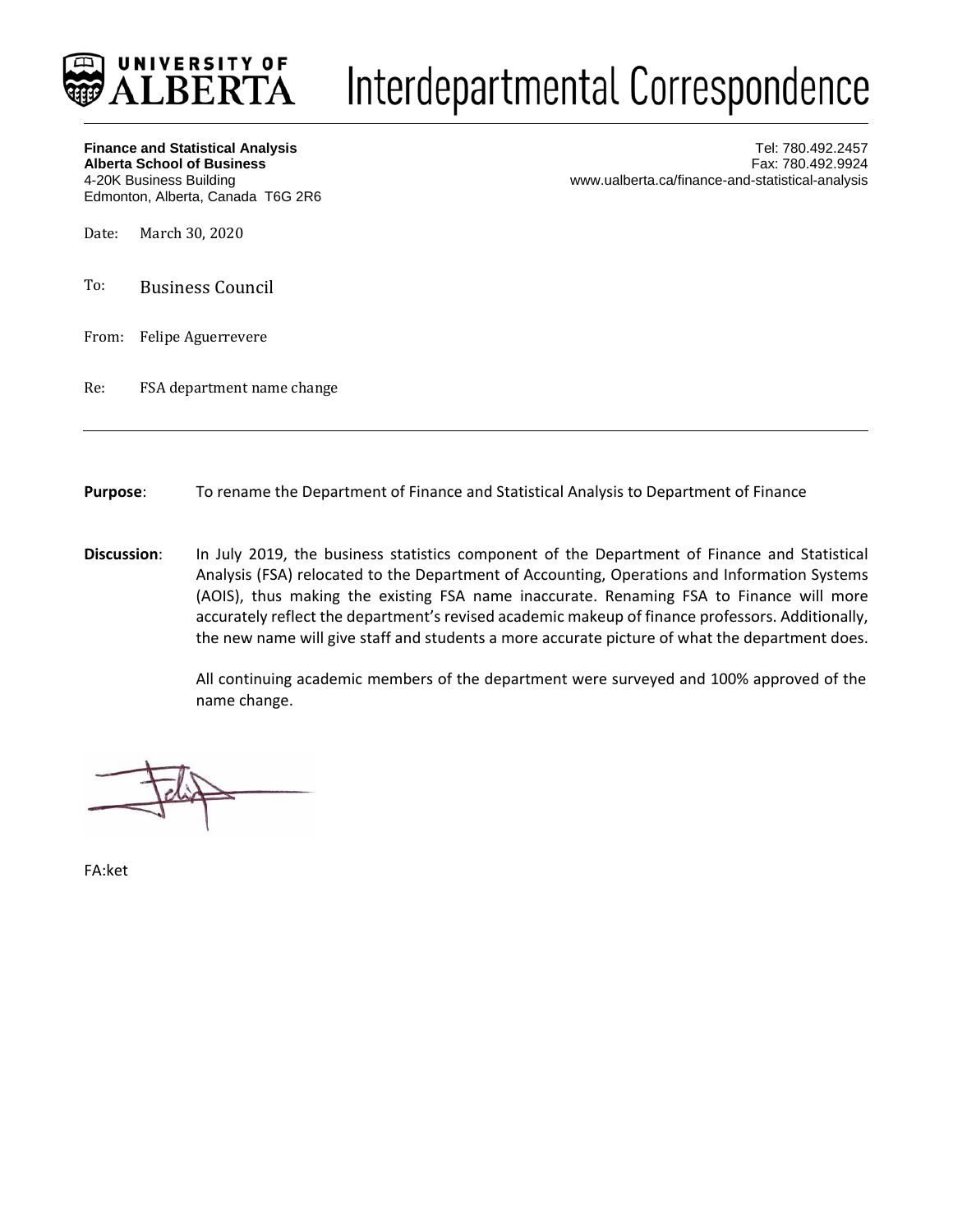UNIVERSITY OF ALBERTA

# Interdepartmental Correspondence

**Finance and Statistical Analysis**
**Alberta School of Business**
4-20K Business Building
Edmonton, Alberta, Canada T6G 2R6

Tel: 780.492.2457
Fax: 780.492.9924
www.ualberta.ca/finance-and-statistical-analysis

Date: March 30, 2020

To: Business Council

From: Felipe Aguerrevere

Re: FSA department name change

---

**Purpose**: To rename the Department of Finance and Statistical Analysis to Department of Finance

**Discussion**: In July 2019, the business statistics component of the Department of Finance and Statistical Analysis (FSA) relocated to the Department of Accounting, Operations and Information Systems (AOIS), thus making the existing FSA name inaccurate. Renaming FSA to Finance will more accurately reflect the department's revised academic makeup of finance professors. Additionally, the new name will give staff and students a more accurate picture of what the department does.

All continuing academic members of the department were surveyed and 100% approved of the name change.

FA:ket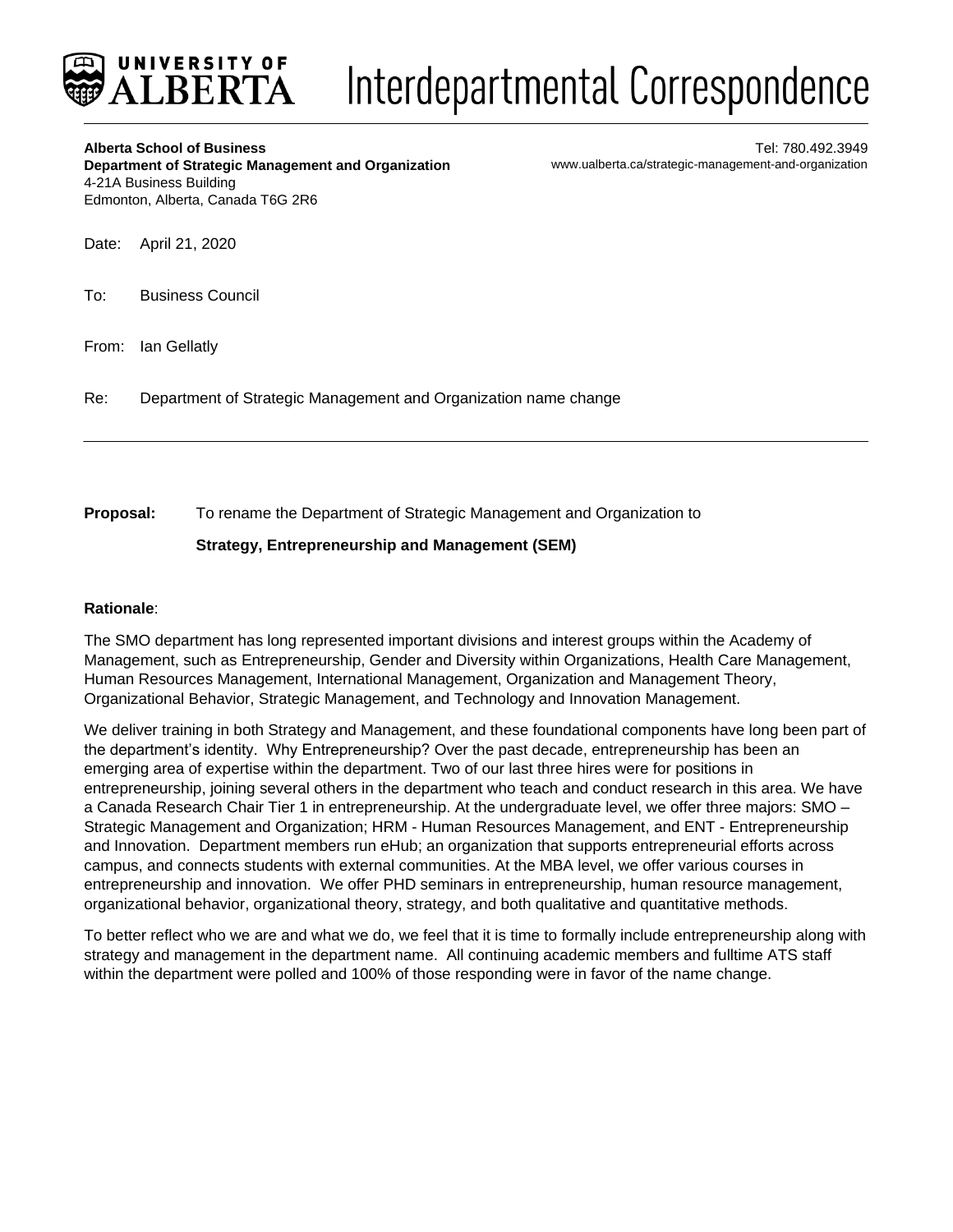**UNIVERSITY OF ALBERTA** Interdepartmental Correspondence

**Alberta School of Business**
**Department of Strategic Management and Organization**
4-21A Business Building
Edmonton, Alberta, Canada T6G 2R6

Tel: 780.492.3949
www.ualberta.ca/strategic-management-and-organization

Date: April 21, 2020

To: Business Council

From: Ian Gellatly

Re: Department of Strategic Management and Organization name change

---

**Proposal:** To rename the Department of Strategic Management and Organization to

**Strategy, Entrepreneurship and Management (SEM)**

**Rationale**:

The SMO department has long represented important divisions and interest groups within the Academy of Management, such as Entrepreneurship, Gender and Diversity within Organizations, Health Care Management, Human Resources Management, International Management, Organization and Management Theory, Organizational Behavior, Strategic Management, and Technology and Innovation Management.

We deliver training in both Strategy and Management, and these foundational components have long been part of the department's identity. Why Entrepreneurship? Over the past decade, entrepreneurship has been an emerging area of expertise within the department. Two of our last three hires were for positions in entrepreneurship, joining several others in the department who teach and conduct research in this area. We have a Canada Research Chair Tier 1 in entrepreneurship. At the undergraduate level, we offer three majors: SMO – Strategic Management and Organization; HRM - Human Resources Management, and ENT - Entrepreneurship and Innovation. Department members run eHub; an organization that supports entrepreneurial efforts across campus, and connects students with external communities. At the MBA level, we offer various courses in entrepreneurship and innovation. We offer PHD seminars in entrepreneurship, human resource management, organizational behavior, organizational theory, strategy, and both qualitative and quantitative methods.

To better reflect who we are and what we do, we feel that it is time to formally include entrepreneurship along with strategy and management in the department name. All continuing academic members and fulltime ATS staff within the department were polled and 100% of those responding were in favor of the name change.